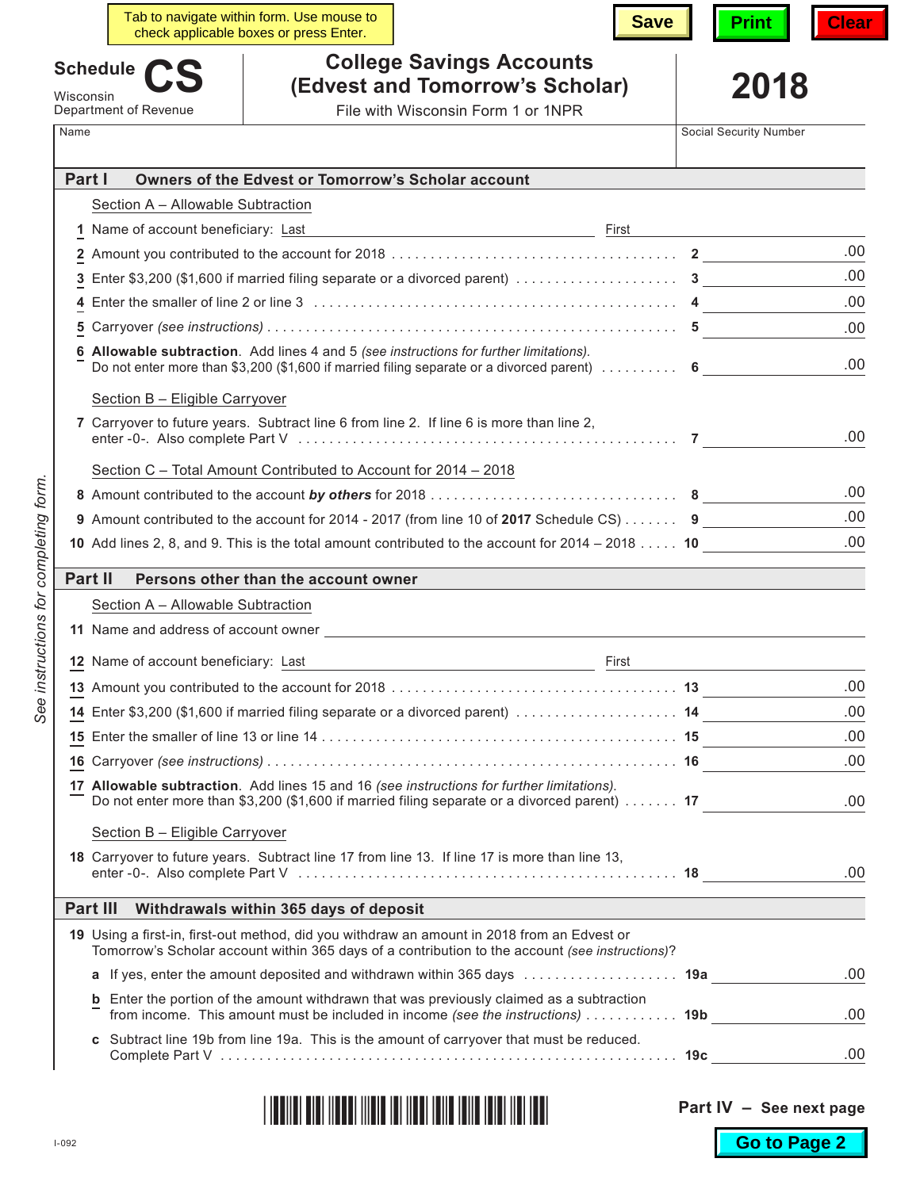# Schedule CS

Wisconsin Department of Revenue

## College Savings Accounts (Edvest and Tomorrow's Scholar)

File with Wisconsin Form 1 or 1NPR

**2018**

Name | Social Security Number

*See instructions for completing form.*

## Part I Owners of the Edvest or Tomorrow's Scholar account

Section A – Allowable Subtraction

1 Name of account beneficiary: Last ______________ First ______________

2 Amount you contributed to the account for 2018 . . . . . . . . 2 ______ .00

3 Enter $3,200 ($1,600 if married filing separate or a divorced parent) . . . . . . . . 3 ______ .00

4 Enter the smaller of line 2 or line 3 . . . . . . . . 4 ______ .00

5 Carryover *(see instructions)* . . . . . . . . 5 ______ .00

6 **Allowable subtraction**. Add lines 4 and 5 *(see instructions for further limitations)*. Do not enter more than $3,200 ($1,600 if married filing separate or a divorced parent) . . . . . . . . 6 ______ .00

Section B – Eligible Carryover

7 Carryover to future years. Subtract line 6 from line 2. If line 6 is more than line 2, enter -0-. Also complete Part V . . . . . . . . 7 ______ .00

Section C – Total Amount Contributed to Account for 2014 – 2018

8 Amount contributed to the account ***by others*** for 2018 . . . . . . . . 8 ______ .00

9 Amount contributed to the account for 2014 - 2017 (from line 10 of **2017** Schedule CS) . . . . . . . 9 ______ .00

10 Add lines 2, 8, and 9. This is the total amount contributed to the account for 2014 – 2018 . . . . . 10 ______ .00

## Part II Persons other than the account owner

Section A – Allowable Subtraction

11 Name and address of account owner ______________

12 Name of account beneficiary: Last ______________ First ______________

13 Amount you contributed to the account for 2018 . . . . . . . . 13 ______ .00

14 Enter $3,200 ($1,600 if married filing separate or a divorced parent) . . . . . . . . 14 ______ .00

15 Enter the smaller of line 13 or line 14 . . . . . . . . 15 ______ .00

16 Carryover *(see instructions)* . . . . . . . . 16 ______ .00

17 **Allowable subtraction**. Add lines 15 and 16 *(see instructions for further limitations)*. Do not enter more than $3,200 ($1,600 if married filing separate or a divorced parent) . . . . . . . 17 ______ .00

Section B – Eligible Carryover

18 Carryover to future years. Subtract line 17 from line 13. If line 17 is more than line 13, enter -0-. Also complete Part V . . . . . . . . 18 ______ .00

## Part III Withdrawals within 365 days of deposit

19 Using a first-in, first-out method, did you withdraw an amount in 2018 from an Edvest or Tomorrow's Scholar account within 365 days of a contribution to the account *(see instructions)*?

a If yes, enter the amount deposited and withdrawn within 365 days . . . . . . . . 19a ______ .00

b Enter the portion of the amount withdrawn that was previously claimed as a subtraction from income. This amount must be included in income *(see the instructions)* . . . . . . . . 19b ______ .00

c Subtract line 19b from line 19a. This is the amount of carryover that must be reduced. Complete Part V . . . . . . . . 19c ______ .00

**Part IV – See next page**

I-092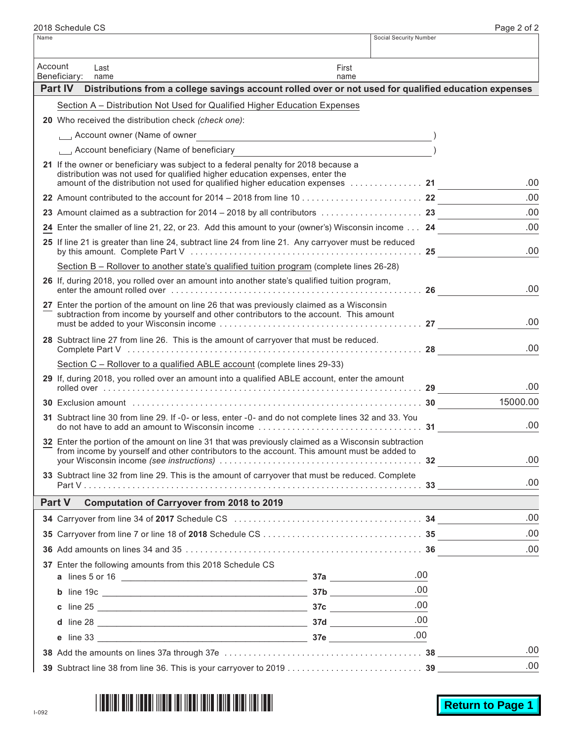2018 Schedule CS

| Name | Social Security Number |
|---|---|
| | |

Account Beneficiary: Last name First name

## Part IV Distributions from a college savings account rolled over or not used for qualified education expenses

Section A – Distribution Not Used for Qualified Higher Education Expenses

**20** Who received the distribution check *(check one)*:

☐ Account owner (Name of owner )

☐ Account beneficiary (Name of beneficiary )

| | | | |
|---|---|---|---|
| **21** | If the owner or beneficiary was subject to a federal penalty for 2018 because a distribution was not used for qualified higher education expenses, enter the amount of the distribution not used for qualified higher education expenses | **21** | .00 |
| **22** | Amount contributed to the account for 2014 – 2018 from line 10 | **22** | .00 |
| **23** | Amount claimed as a subtraction for 2014 – 2018 by all contributors | **23** | .00 |
| **24** | Enter the smaller of line 21, 22, or 23. Add this amount to your (owner's) Wisconsin income | **24** | .00 |
| **25** | If line 21 is greater than line 24, subtract line 24 from line 21. Any carryover must be reduced by this amount. Complete Part V | **25** | .00 |

Section B – Rollover to another state's qualified tuition program (complete lines 26-28)

| | | | |
|---|---|---|---|
| **26** | If, during 2018, you rolled over an amount into another state's qualified tuition program, enter the amount rolled over | **26** | .00 |
| **27** | Enter the portion of the amount on line 26 that was previously claimed as a Wisconsin subtraction from income by yourself and other contributors to the account. This amount must be added to your Wisconsin income | **27** | .00 |
| **28** | Subtract line 27 from line 26. This is the amount of carryover that must be reduced. Complete Part V | **28** | .00 |

Section C – Rollover to a qualified ABLE account (complete lines 29-33)

| | | | |
|---|---|---|---|
| **29** | If, during 2018, you rolled over an amount into a qualified ABLE account, enter the amount rolled over | **29** | .00 |
| **30** | Exclusion amount | **30** | 15000.00 |
| **31** | Subtract line 30 from line 29. If -0- or less, enter -0- and do not complete lines 32 and 33. You do not have to add an amount to Wisconsin income | **31** | .00 |
| **32** | Enter the portion of the amount on line 31 that was previously claimed as a Wisconsin subtraction from income by yourself and other contributors to the account. This amount must be added to your Wisconsin income *(see instructions)* | **32** | .00 |
| **33** | Subtract line 32 from line 29. This is the amount of carryover that must be reduced. Complete Part V | **33** | .00 |

## Part V Computation of Carryover from 2018 to 2019

| | | | | |
|---|---|---|---|---|
| **34** | Carryover from line 34 of **2017** Schedule CS | | **34** | .00 |
| **35** | Carryover from line 7 or line 18 of **2018** Schedule CS | | **35** | .00 |
| **36** | Add amounts on lines 34 and 35 | | **36** | .00 |
| **37** | Enter the following amounts from this 2018 Schedule CS | | | |
| | **a** lines 5 or 16 | **37a** .00 | | |
| | **b** line 19c | **37b** .00 | | |
| | **c** line 25 | **37c** .00 | | |
| | **d** line 28 | **37d** .00 | | |
| | **e** line 33 | **37e** .00 | | |
| **38** | Add the amounts on lines 37a through 37e | | **38** | .00 |
| **39** | Subtract line 38 from line 36. This is your carryover to 2019 | | **39** | .00 |

I-092

Return to Page 1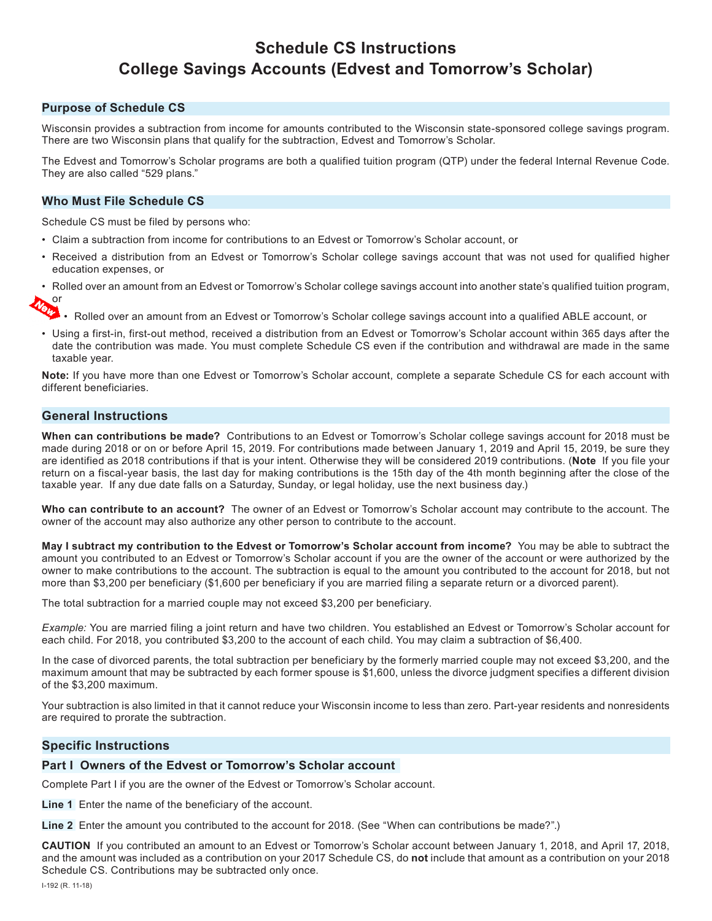# Schedule CS Instructions
# College Savings Accounts (Edvest and Tomorrow's Scholar)

## Purpose of Schedule CS

Wisconsin provides a subtraction from income for amounts contributed to the Wisconsin state-sponsored college savings program. There are two Wisconsin plans that qualify for the subtraction, Edvest and Tomorrow's Scholar.

The Edvest and Tomorrow's Scholar programs are both a qualified tuition program (QTP) under the federal Internal Revenue Code. They are also called "529 plans."

## Who Must File Schedule CS

Schedule CS must be filed by persons who:

- Claim a subtraction from income for contributions to an Edvest or Tomorrow's Scholar account, or
- Received a distribution from an Edvest or Tomorrow's Scholar college savings account that was not used for qualified higher education expenses, or
- Rolled over an amount from an Edvest or Tomorrow's Scholar college savings account into another state's qualified tuition program, or
- New: Rolled over an amount from an Edvest or Tomorrow's Scholar college savings account into a qualified ABLE account, or
- Using a first-in, first-out method, received a distribution from an Edvest or Tomorrow's Scholar account within 365 days after the date the contribution was made. You must complete Schedule CS even if the contribution and withdrawal are made in the same taxable year.

**Note:** If you have more than one Edvest or Tomorrow's Scholar account, complete a separate Schedule CS for each account with different beneficiaries.

## General Instructions

**When can contributions be made?** Contributions to an Edvest or Tomorrow's Scholar college savings account for 2018 must be made during 2018 or on or before April 15, 2019. For contributions made between January 1, 2019 and April 15, 2019, be sure they are identified as 2018 contributions if that is your intent. Otherwise they will be considered 2019 contributions. (**Note** If you file your return on a fiscal-year basis, the last day for making contributions is the 15th day of the 4th month beginning after the close of the taxable year. If any due date falls on a Saturday, Sunday, or legal holiday, use the next business day.)

**Who can contribute to an account?** The owner of an Edvest or Tomorrow's Scholar account may contribute to the account. The owner of the account may also authorize any other person to contribute to the account.

**May I subtract my contribution to the Edvest or Tomorrow's Scholar account from income?** You may be able to subtract the amount you contributed to an Edvest or Tomorrow's Scholar account if you are the owner of the account or were authorized by the owner to make contributions to the account. The subtraction is equal to the amount you contributed to the account for 2018, but not more than $3,200 per beneficiary ($1,600 per beneficiary if you are married filing a separate return or a divorced parent).

The total subtraction for a married couple may not exceed $3,200 per beneficiary.

*Example:* You are married filing a joint return and have two children. You established an Edvest or Tomorrow's Scholar account for each child. For 2018, you contributed $3,200 to the account of each child. You may claim a subtraction of $6,400.

In the case of divorced parents, the total subtraction per beneficiary by the formerly married couple may not exceed $3,200, and the maximum amount that may be subtracted by each former spouse is $1,600, unless the divorce judgment specifies a different division of the $3,200 maximum.

Your subtraction is also limited in that it cannot reduce your Wisconsin income to less than zero. Part-year residents and nonresidents are required to prorate the subtraction.

## Specific Instructions

### Part I Owners of the Edvest or Tomorrow's Scholar account

Complete Part I if you are the owner of the Edvest or Tomorrow's Scholar account.

**Line 1** Enter the name of the beneficiary of the account.

**Line 2** Enter the amount you contributed to the account for 2018. (See "When can contributions be made?".)

**CAUTION** If you contributed an amount to an Edvest or Tomorrow's Scholar account between January 1, 2018, and April 17, 2018, and the amount was included as a contribution on your 2017 Schedule CS, do **not** include that amount as a contribution on your 2018 Schedule CS. Contributions may be subtracted only once.

I-192 (R. 11-18)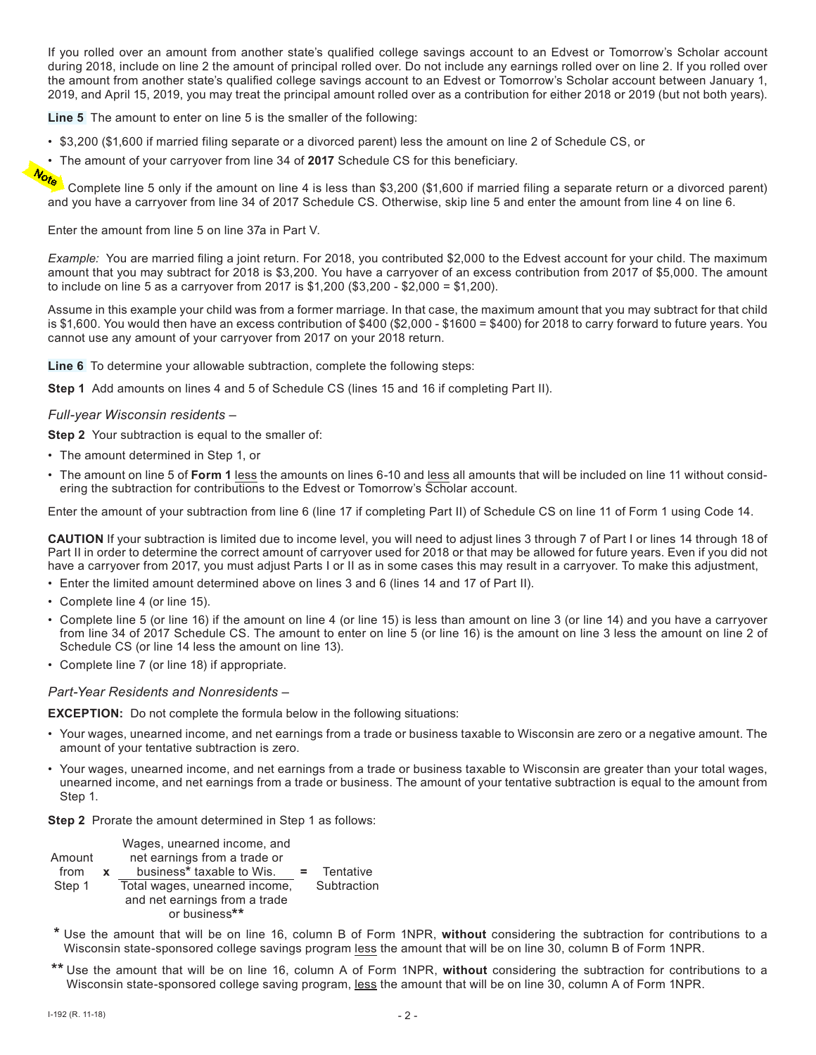If you rolled over an amount from another state's qualified college savings account to an Edvest or Tomorrow's Scholar account during 2018, include on line 2 the amount of principal rolled over. Do not include any earnings rolled over on line 2. If you rolled over the amount from another state's qualified college savings account to an Edvest or Tomorrow's Scholar account between January 1, 2019, and April 15, 2019, you may treat the principal amount rolled over as a contribution for either 2018 or 2019 (but not both years).

**Line 5** The amount to enter on line 5 is the smaller of the following:

- $3,200 ($1,600 if married filing separate or a divorced parent) less the amount on line 2 of Schedule CS, or
- The amount of your carryover from line 34 of **2017** Schedule CS for this beneficiary.

*Note* Complete line 5 only if the amount on line 4 is less than $3,200 ($1,600 if married filing a separate return or a divorced parent) and you have a carryover from line 34 of 2017 Schedule CS. Otherwise, skip line 5 and enter the amount from line 4 on line 6.

Enter the amount from line 5 on line 37a in Part V.

*Example:* You are married filing a joint return. For 2018, you contributed $2,000 to the Edvest account for your child. The maximum amount that you may subtract for 2018 is $3,200. You have a carryover of an excess contribution from 2017 of $5,000. The amount to include on line 5 as a carryover from 2017 is $1,200 ($3,200 - $2,000 = $1,200).

Assume in this example your child was from a former marriage. In that case, the maximum amount that you may subtract for that child is $1,600. You would then have an excess contribution of $400 ($2,000 - $1600 = $400) for 2018 to carry forward to future years. You cannot use any amount of your carryover from 2017 on your 2018 return.

**Line 6** To determine your allowable subtraction, complete the following steps:

**Step 1** Add amounts on lines 4 and 5 of Schedule CS (lines 15 and 16 if completing Part II).

*Full-year Wisconsin residents –*

**Step 2** Your subtraction is equal to the smaller of:

- The amount determined in Step 1, or
- The amount on line 5 of **Form 1** less the amounts on lines 6-10 and less all amounts that will be included on line 11 without considering the subtraction for contributions to the Edvest or Tomorrow's Scholar account.

Enter the amount of your subtraction from line 6 (line 17 if completing Part II) of Schedule CS on line 11 of Form 1 using Code 14.

**CAUTION** If your subtraction is limited due to income level, you will need to adjust lines 3 through 7 of Part I or lines 14 through 18 of Part II in order to determine the correct amount of carryover used for 2018 or that may be allowed for future years. Even if you did not have a carryover from 2017, you must adjust Parts I or II as in some cases this may result in a carryover. To make this adjustment,

- Enter the limited amount determined above on lines 3 and 6 (lines 14 and 17 of Part II).
- Complete line 4 (or line 15).
- Complete line 5 (or line 16) if the amount on line 4 (or line 15) is less than amount on line 3 (or line 14) and you have a carryover from line 34 of 2017 Schedule CS. The amount to enter on line 5 (or line 16) is the amount on line 3 less the amount on line 2 of Schedule CS (or line 14 less the amount on line 13).
- Complete line 7 (or line 18) if appropriate.

*Part-Year Residents and Nonresidents –*

**EXCEPTION:** Do not complete the formula below in the following situations:

- Your wages, unearned income, and net earnings from a trade or business taxable to Wisconsin are zero or a negative amount. The amount of your tentative subtraction is zero.
- Your wages, unearned income, and net earnings from a trade or business taxable to Wisconsin are greater than your total wages, unearned income, and net earnings from a trade or business. The amount of your tentative subtraction is equal to the amount from Step 1.

**Step 2** Prorate the amount determined in Step 1 as follows:

$$\text{Amount from Step 1} \times \frac{\text{Wages, unearned income, and net earnings from a trade or business* taxable to Wis.}}{\text{Total wages, unearned income, and net earnings from a trade or business**}} = \text{Tentative Subtraction}$$

\* Use the amount that will be on line 16, column B of Form 1NPR, **without** considering the subtraction for contributions to a Wisconsin state-sponsored college savings program less the amount that will be on line 30, column B of Form 1NPR.

\*\* Use the amount that will be on line 16, column A of Form 1NPR, **without** considering the subtraction for contributions to a Wisconsin state-sponsored college saving program, less the amount that will be on line 30, column A of Form 1NPR.

I-192 (R. 11-18)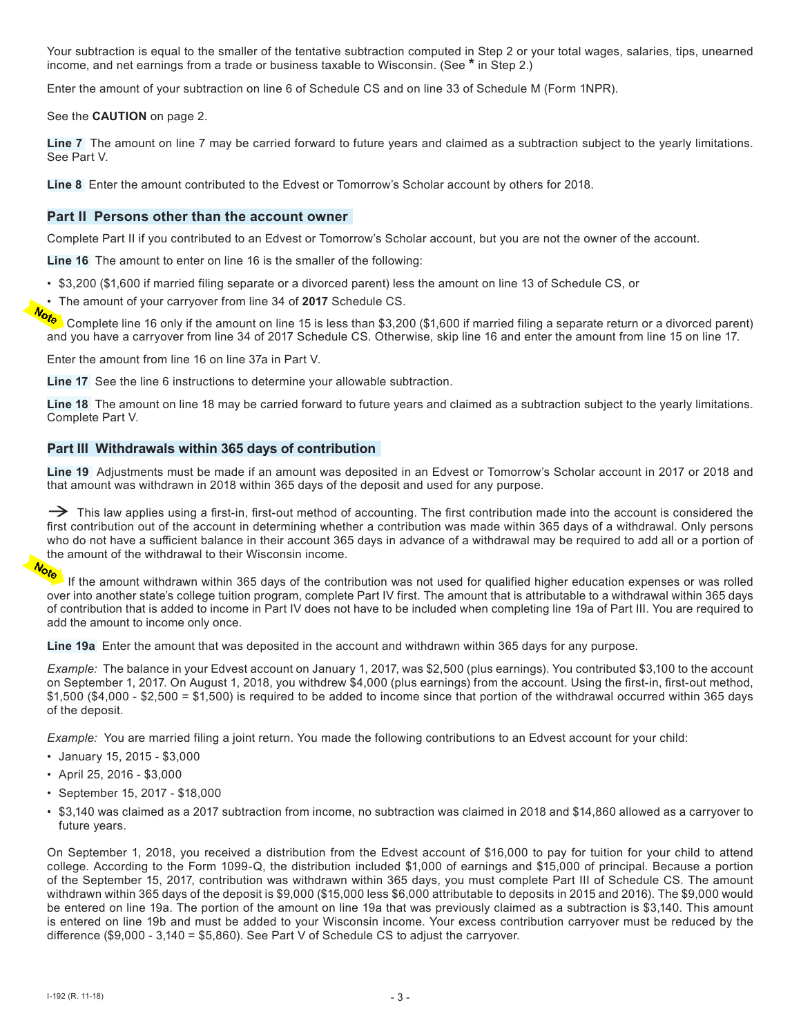Your subtraction is equal to the smaller of the tentative subtraction computed in Step 2 or your total wages, salaries, tips, unearned income, and net earnings from a trade or business taxable to Wisconsin. (See * in Step 2.)

Enter the amount of your subtraction on line 6 of Schedule CS and on line 33 of Schedule M (Form 1NPR).

See the **CAUTION** on page 2.

**Line 7** The amount on line 7 may be carried forward to future years and claimed as a subtraction subject to the yearly limitations. See Part V.

**Line 8** Enter the amount contributed to the Edvest or Tomorrow's Scholar account by others for 2018.

## Part II Persons other than the account owner

Complete Part II if you contributed to an Edvest or Tomorrow's Scholar account, but you are not the owner of the account.

**Line 16** The amount to enter on line 16 is the smaller of the following:

- $3,200 ($1,600 if married filing separate or a divorced parent) less the amount on line 13 of Schedule CS, or
- The amount of your carryover from line 34 of **2017** Schedule CS.

*Note* Complete line 16 only if the amount on line 15 is less than $3,200 ($1,600 if married filing a separate return or a divorced parent) and you have a carryover from line 34 of 2017 Schedule CS. Otherwise, skip line 16 and enter the amount from line 15 on line 17.

Enter the amount from line 16 on line 37a in Part V.

**Line 17** See the line 6 instructions to determine your allowable subtraction.

**Line 18** The amount on line 18 may be carried forward to future years and claimed as a subtraction subject to the yearly limitations. Complete Part V.

## Part III Withdrawals within 365 days of contribution

**Line 19** Adjustments must be made if an amount was deposited in an Edvest or Tomorrow's Scholar account in 2017 or 2018 and that amount was withdrawn in 2018 within 365 days of the deposit and used for any purpose.

→ This law applies using a first-in, first-out method of accounting. The first contribution made into the account is considered the first contribution out of the account in determining whether a contribution was made within 365 days of a withdrawal. Only persons who do not have a sufficient balance in their account 365 days in advance of a withdrawal may be required to add all or a portion of the amount of the withdrawal to their Wisconsin income.

*Note* If the amount withdrawn within 365 days of the contribution was not used for qualified higher education expenses or was rolled over into another state's college tuition program, complete Part IV first. The amount that is attributable to a withdrawal within 365 days of contribution that is added to income in Part IV does not have to be included when completing line 19a of Part III. You are required to add the amount to income only once.

**Line 19a** Enter the amount that was deposited in the account and withdrawn within 365 days for any purpose.

*Example:* The balance in your Edvest account on January 1, 2017, was $2,500 (plus earnings). You contributed $3,100 to the account on September 1, 2017. On August 1, 2018, you withdrew $4,000 (plus earnings) from the account. Using the first-in, first-out method, $1,500 ($4,000 - $2,500 = $1,500) is required to be added to income since that portion of the withdrawal occurred within 365 days of the deposit.

*Example:* You are married filing a joint return. You made the following contributions to an Edvest account for your child:

- January 15, 2015 - $3,000
- April 25, 2016 - $3,000
- September 15, 2017 - $18,000
- $3,140 was claimed as a 2017 subtraction from income, no subtraction was claimed in 2018 and $14,860 allowed as a carryover to future years.

On September 1, 2018, you received a distribution from the Edvest account of $16,000 to pay for tuition for your child to attend college. According to the Form 1099-Q, the distribution included $1,000 of earnings and $15,000 of principal. Because a portion of the September 15, 2017, contribution was withdrawn within 365 days, you must complete Part III of Schedule CS. The amount withdrawn within 365 days of the deposit is $9,000 ($15,000 less $6,000 attributable to deposits in 2015 and 2016). The $9,000 would be entered on line 19a. The portion of the amount on line 19a that was previously claimed as a subtraction is $3,140. This amount is entered on line 19b and must be added to your Wisconsin income. Your excess contribution carryover must be reduced by the difference ($9,000 - 3,140 = $5,860). See Part V of Schedule CS to adjust the carryover.

I-192 (R. 11-18)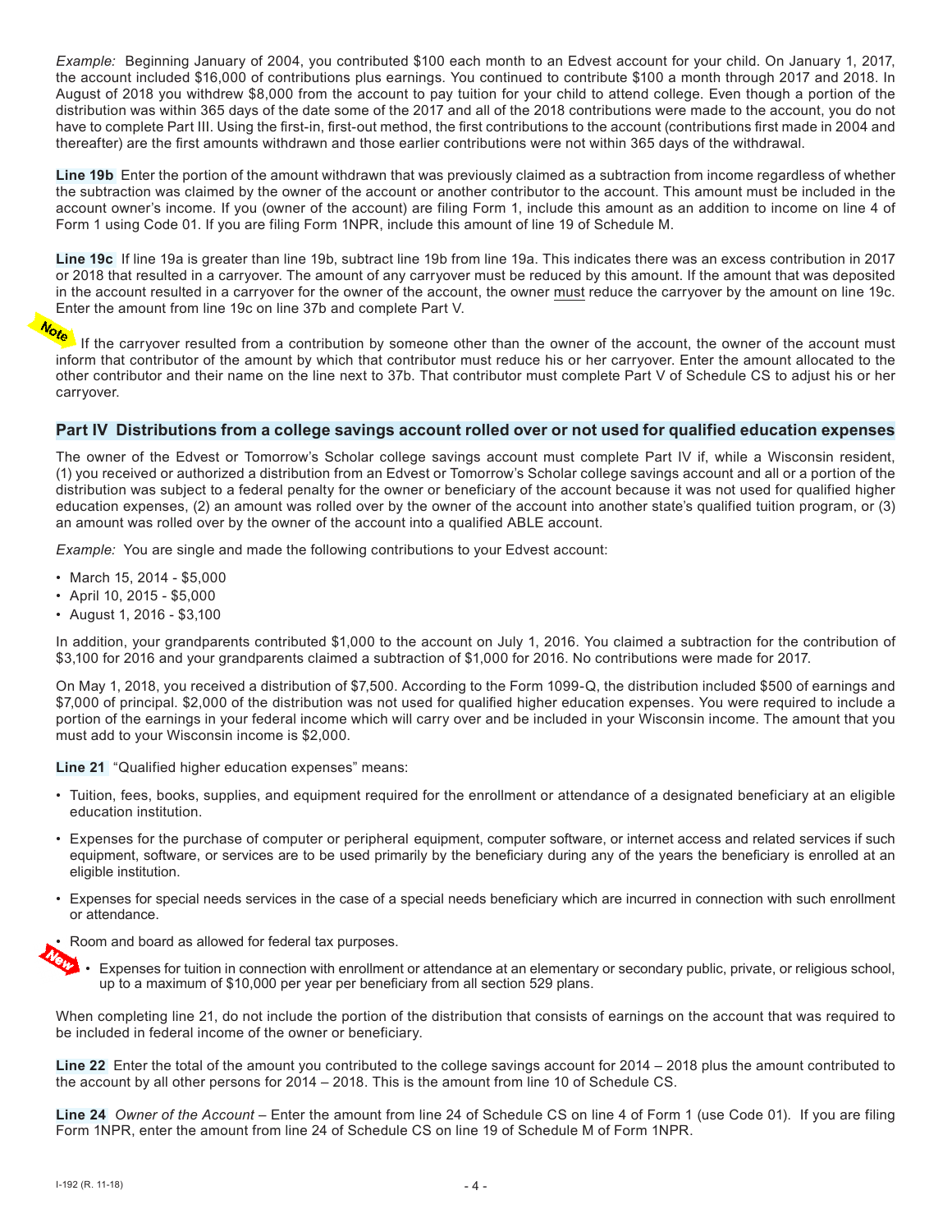*Example:* Beginning January of 2004, you contributed $100 each month to an Edvest account for your child. On January 1, 2017, the account included $16,000 of contributions plus earnings. You continued to contribute $100 a month through 2017 and 2018. In August of 2018 you withdrew $8,000 from the account to pay tuition for your child to attend college. Even though a portion of the distribution was within 365 days of the date some of the 2017 and all of the 2018 contributions were made to the account, you do not have to complete Part III. Using the first-in, first-out method, the first contributions to the account (contributions first made in 2004 and thereafter) are the first amounts withdrawn and those earlier contributions were not within 365 days of the withdrawal.

**Line 19b** Enter the portion of the amount withdrawn that was previously claimed as a subtraction from income regardless of whether the subtraction was claimed by the owner of the account or another contributor to the account. This amount must be included in the account owner's income. If you (owner of the account) are filing Form 1, include this amount as an addition to income on line 4 of Form 1 using Code 01. If you are filing Form 1NPR, include this amount of line 19 of Schedule M.

**Line 19c** If line 19a is greater than line 19b, subtract line 19b from line 19a. This indicates there was an excess contribution in 2017 or 2018 that resulted in a carryover. The amount of any carryover must be reduced by this amount. If the amount that was deposited in the account resulted in a carryover for the owner of the account, the owner must reduce the carryover by the amount on line 19c. Enter the amount from line 19c on line 37b and complete Part V.

**Note** If the carryover resulted from a contribution by someone other than the owner of the account, the owner of the account must inform that contributor of the amount by which that contributor must reduce his or her carryover. Enter the amount allocated to the other contributor and their name on the line next to 37b. That contributor must complete Part V of Schedule CS to adjust his or her carryover.

## Part IV Distributions from a college savings account rolled over or not used for qualified education expenses

The owner of the Edvest or Tomorrow's Scholar college savings account must complete Part IV if, while a Wisconsin resident, (1) you received or authorized a distribution from an Edvest or Tomorrow's Scholar college savings account and all or a portion of the distribution was subject to a federal penalty for the owner or beneficiary of the account because it was not used for qualified higher education expenses, (2) an amount was rolled over by the owner of the account into another state's qualified tuition program, or (3) an amount was rolled over by the owner of the account into a qualified ABLE account.

*Example:* You are single and made the following contributions to your Edvest account:

- March 15, 2014 - $5,000
- April 10, 2015 - $5,000
- August 1, 2016 - $3,100

In addition, your grandparents contributed $1,000 to the account on July 1, 2016. You claimed a subtraction for the contribution of $3,100 for 2016 and your grandparents claimed a subtraction of $1,000 for 2016. No contributions were made for 2017.

On May 1, 2018, you received a distribution of $7,500. According to the Form 1099-Q, the distribution included $500 of earnings and $7,000 of principal. $2,000 of the distribution was not used for qualified higher education expenses. You were required to include a portion of the earnings in your federal income which will carry over and be included in your Wisconsin income. The amount that you must add to your Wisconsin income is $2,000.

**Line 21** "Qualified higher education expenses" means:

- Tuition, fees, books, supplies, and equipment required for the enrollment or attendance of a designated beneficiary at an eligible education institution.
- Expenses for the purchase of computer or peripheral equipment, computer software, or internet access and related services if such equipment, software, or services are to be used primarily by the beneficiary during any of the years the beneficiary is enrolled at an eligible institution.
- Expenses for special needs services in the case of a special needs beneficiary which are incurred in connection with such enrollment or attendance.
- Room and board as allowed for federal tax purposes.
- **New** Expenses for tuition in connection with enrollment or attendance at an elementary or secondary public, private, or religious school, up to a maximum of $10,000 per year per beneficiary from all section 529 plans.

When completing line 21, do not include the portion of the distribution that consists of earnings on the account that was required to be included in federal income of the owner or beneficiary.

**Line 22** Enter the total of the amount you contributed to the college savings account for 2014 – 2018 plus the amount contributed to the account by all other persons for 2014 – 2018. This is the amount from line 10 of Schedule CS.

**Line 24** *Owner of the Account* – Enter the amount from line 24 of Schedule CS on line 4 of Form 1 (use Code 01). If you are filing Form 1NPR, enter the amount from line 24 of Schedule CS on line 19 of Schedule M of Form 1NPR.

I-192 (R. 11-18)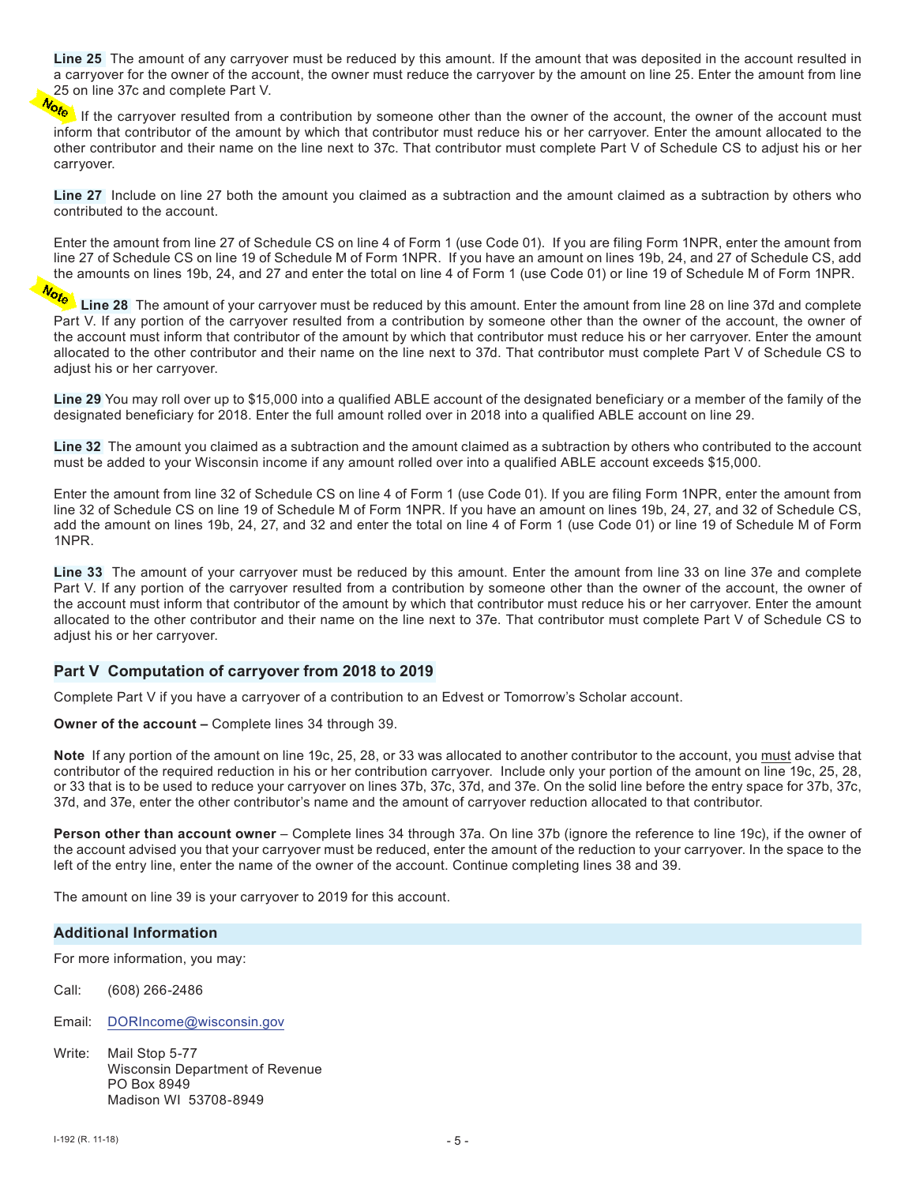**Line 25** The amount of any carryover must be reduced by this amount. If the amount that was deposited in the account resulted in a carryover for the owner of the account, the owner must reduce the carryover by the amount on line 25. Enter the amount from line 25 on line 37c and complete Part V.

**Note** If the carryover resulted from a contribution by someone other than the owner of the account, the owner of the account must inform that contributor of the amount by which that contributor must reduce his or her carryover. Enter the amount allocated to the other contributor and their name on the line next to 37c. That contributor must complete Part V of Schedule CS to adjust his or her carryover.

**Line 27** Include on line 27 both the amount you claimed as a subtraction and the amount claimed as a subtraction by others who contributed to the account.

Enter the amount from line 27 of Schedule CS on line 4 of Form 1 (use Code 01). If you are filing Form 1NPR, enter the amount from line 27 of Schedule CS on line 19 of Schedule M of Form 1NPR. If you have an amount on lines 19b, 24, and 27 of Schedule CS, add the amounts on lines 19b, 24, and 27 and enter the total on line 4 of Form 1 (use Code 01) or line 19 of Schedule M of Form 1NPR.

**Note** **Line 28** The amount of your carryover must be reduced by this amount. Enter the amount from line 28 on line 37d and complete Part V. If any portion of the carryover resulted from a contribution by someone other than the owner of the account, the owner of the account must inform that contributor of the amount by which that contributor must reduce his or her carryover. Enter the amount allocated to the other contributor and their name on the line next to 37d. That contributor must complete Part V of Schedule CS to adjust his or her carryover.

**Line 29** You may roll over up to $15,000 into a qualified ABLE account of the designated beneficiary or a member of the family of the designated beneficiary for 2018. Enter the full amount rolled over in 2018 into a qualified ABLE account on line 29.

**Line 32** The amount you claimed as a subtraction and the amount claimed as a subtraction by others who contributed to the account must be added to your Wisconsin income if any amount rolled over into a qualified ABLE account exceeds $15,000.

Enter the amount from line 32 of Schedule CS on line 4 of Form 1 (use Code 01). If you are filing Form 1NPR, enter the amount from line 32 of Schedule CS on line 19 of Schedule M of Form 1NPR. If you have an amount on lines 19b, 24, 27, and 32 of Schedule CS, add the amount on lines 19b, 24, 27, and 32 and enter the total on line 4 of Form 1 (use Code 01) or line 19 of Schedule M of Form 1NPR.

**Line 33** The amount of your carryover must be reduced by this amount. Enter the amount from line 33 on line 37e and complete Part V. If any portion of the carryover resulted from a contribution by someone other than the owner of the account, the owner of the account must inform that contributor of the amount by which that contributor must reduce his or her carryover. Enter the amount allocated to the other contributor and their name on the line next to 37e. That contributor must complete Part V of Schedule CS to adjust his or her carryover.

## Part V Computation of carryover from 2018 to 2019

Complete Part V if you have a carryover of a contribution to an Edvest or Tomorrow's Scholar account.

**Owner of the account –** Complete lines 34 through 39.

**Note** If any portion of the amount on line 19c, 25, 28, or 33 was allocated to another contributor to the account, you must advise that contributor of the required reduction in his or her contribution carryover. Include only your portion of the amount on line 19c, 25, 28, or 33 that is to be used to reduce your carryover on lines 37b, 37c, 37d, and 37e. On the solid line before the entry space for 37b, 37c, 37d, and 37e, enter the other contributor's name and the amount of carryover reduction allocated to that contributor.

**Person other than account owner** – Complete lines 34 through 37a. On line 37b (ignore the reference to line 19c), if the owner of the account advised you that your carryover must be reduced, enter the amount of the reduction to your carryover. In the space to the left of the entry line, enter the name of the owner of the account. Continue completing lines 38 and 39.

The amount on line 39 is your carryover to 2019 for this account.

## Additional Information

For more information, you may:

Call: (608) 266-2486

Email: DORIncome@wisconsin.gov

Write: Mail Stop 5-77
Wisconsin Department of Revenue
PO Box 8949
Madison WI 53708-8949

I-192 (R. 11-18)